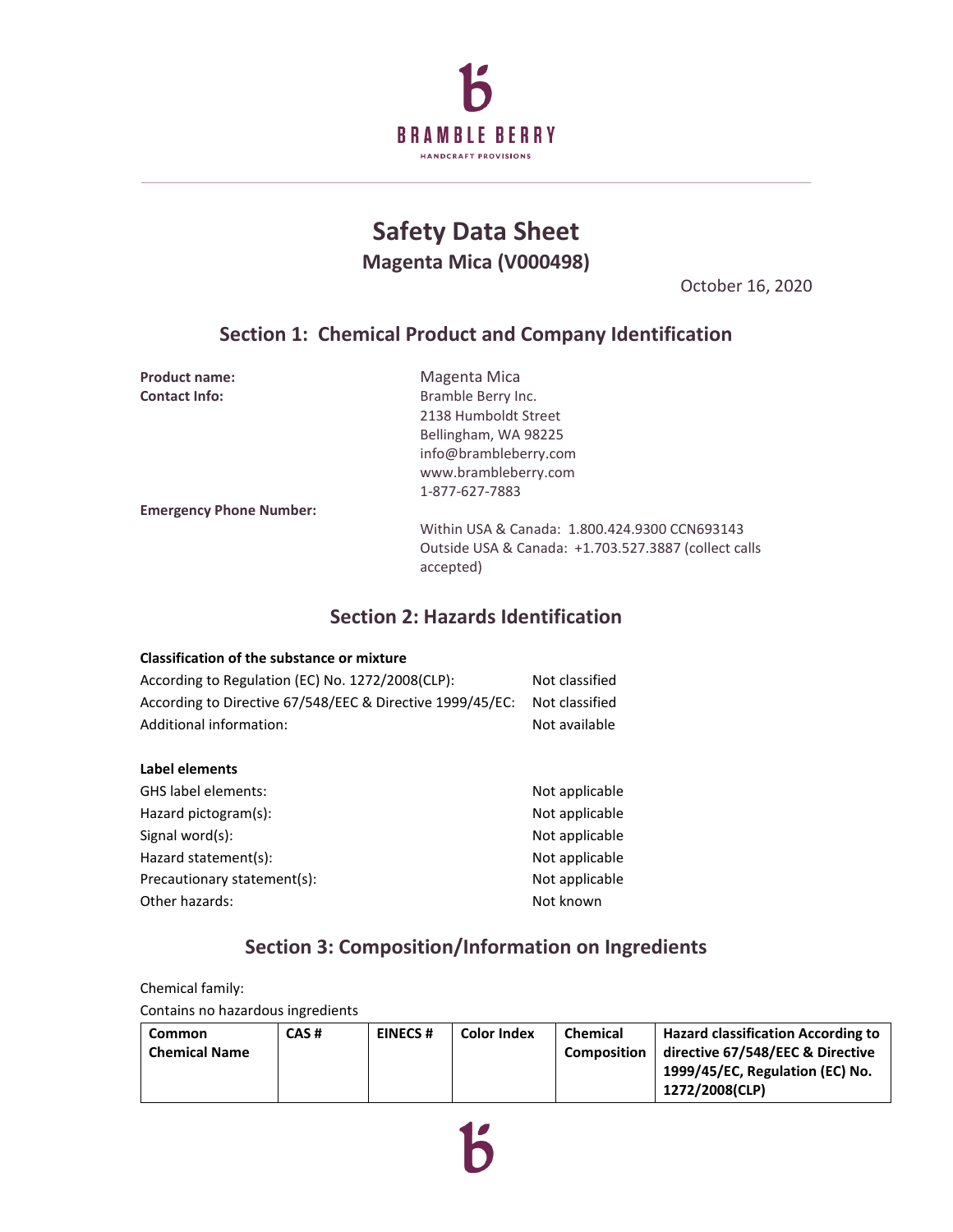# Safety Data Sheet

## Magenta Mica (V000498)

October 16, 2020

## Section 1: Chemical Product and Company Identification

**Product name:** Magenta Mica

**Contact Info:**
Bramble Berry Inc.
2138 Humboldt Street
Bellingham, WA 98225
info@brambleberry.com
www.brambleberry.com
1-877-627-7883

**Emergency Phone Number:**
Within USA & Canada: 1.800.424.9300 CCN693143
Outside USA & Canada: +1.703.527.3887 (collect calls accepted)

## Section 2: Hazards Identification

**Classification of the substance or mixture**

| | |
|---|---|
| According to Regulation (EC) No. 1272/2008(CLP): | Not classified |
| According to Directive 67/548/EEC & Directive 1999/45/EC: | Not classified |
| Additional information: | Not available |

**Label elements**

| | |
|---|---|
| GHS label elements: | Not applicable |
| Hazard pictogram(s): | Not applicable |
| Signal word(s): | Not applicable |
| Hazard statement(s): | Not applicable |
| Precautionary statement(s): | Not applicable |
| Other hazards: | Not known |

## Section 3: Composition/Information on Ingredients

Chemical family:

Contains no hazardous ingredients

| Common Chemical Name | CAS # | EINECS # | Color Index | Chemical Composition | Hazard classification According to directive 67/548/EEC & Directive 1999/45/EC, Regulation (EC) No. 1272/2008(CLP) |
|---|---|---|---|---|---|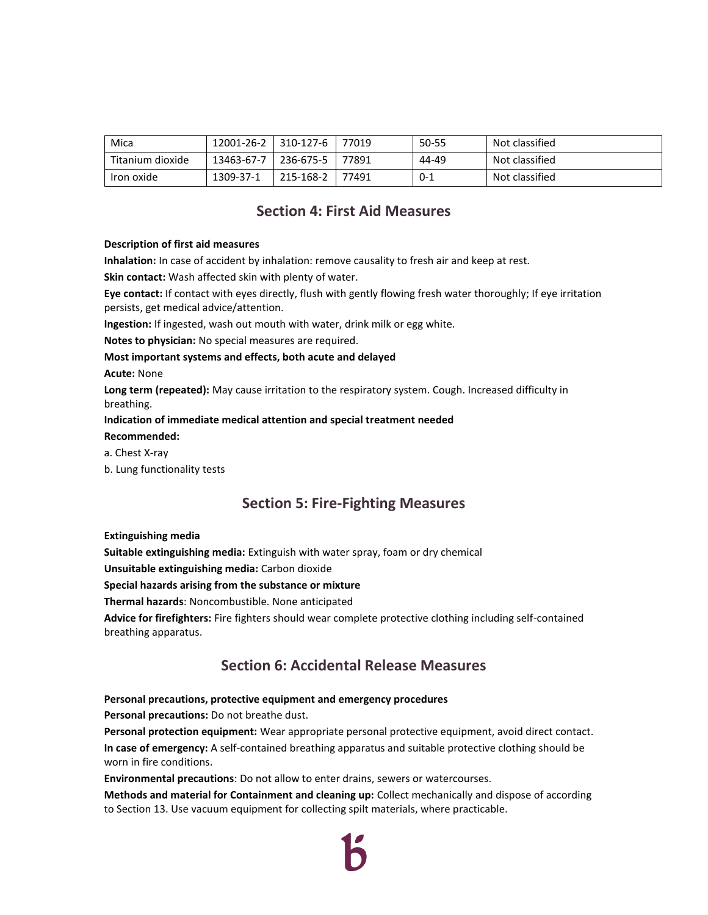| Mica | 12001-26-2 | 310-127-6 | 77019 | 50-55 | Not classified |
|---|---|---|---|---|---|
| Titanium dioxide | 13463-67-7 | 236-675-5 | 77891 | 44-49 | Not classified |
| Iron oxide | 1309-37-1 | 215-168-2 | 77491 | 0-1 | Not classified |

## Section 4: First Aid Measures

**Description of first aid measures**

**Inhalation:** In case of accident by inhalation: remove causality to fresh air and keep at rest.

**Skin contact:** Wash affected skin with plenty of water.

**Eye contact:** If contact with eyes directly, flush with gently flowing fresh water thoroughly; If eye irritation persists, get medical advice/attention.

**Ingestion:** If ingested, wash out mouth with water, drink milk or egg white.

**Notes to physician:** No special measures are required.

**Most important systems and effects, both acute and delayed**

**Acute:** None

**Long term (repeated):** May cause irritation to the respiratory system. Cough. Increased difficulty in breathing.

**Indication of immediate medical attention and special treatment needed**

**Recommended:**

a. Chest X-ray

b. Lung functionality tests

## Section 5: Fire-Fighting Measures

**Extinguishing media**

**Suitable extinguishing media:** Extinguish with water spray, foam or dry chemical

**Unsuitable extinguishing media:** Carbon dioxide

**Special hazards arising from the substance or mixture**

**Thermal hazards**: Noncombustible. None anticipated

**Advice for firefighters:** Fire fighters should wear complete protective clothing including self-contained breathing apparatus.

## Section 6: Accidental Release Measures

**Personal precautions, protective equipment and emergency procedures**

**Personal precautions:** Do not breathe dust.

**Personal protection equipment:** Wear appropriate personal protective equipment, avoid direct contact.

**In case of emergency:** A self-contained breathing apparatus and suitable protective clothing should be worn in fire conditions.

**Environmental precautions**: Do not allow to enter drains, sewers or watercourses.

**Methods and material for Containment and cleaning up:** Collect mechanically and dispose of according to Section 13. Use vacuum equipment for collecting spilt materials, where practicable.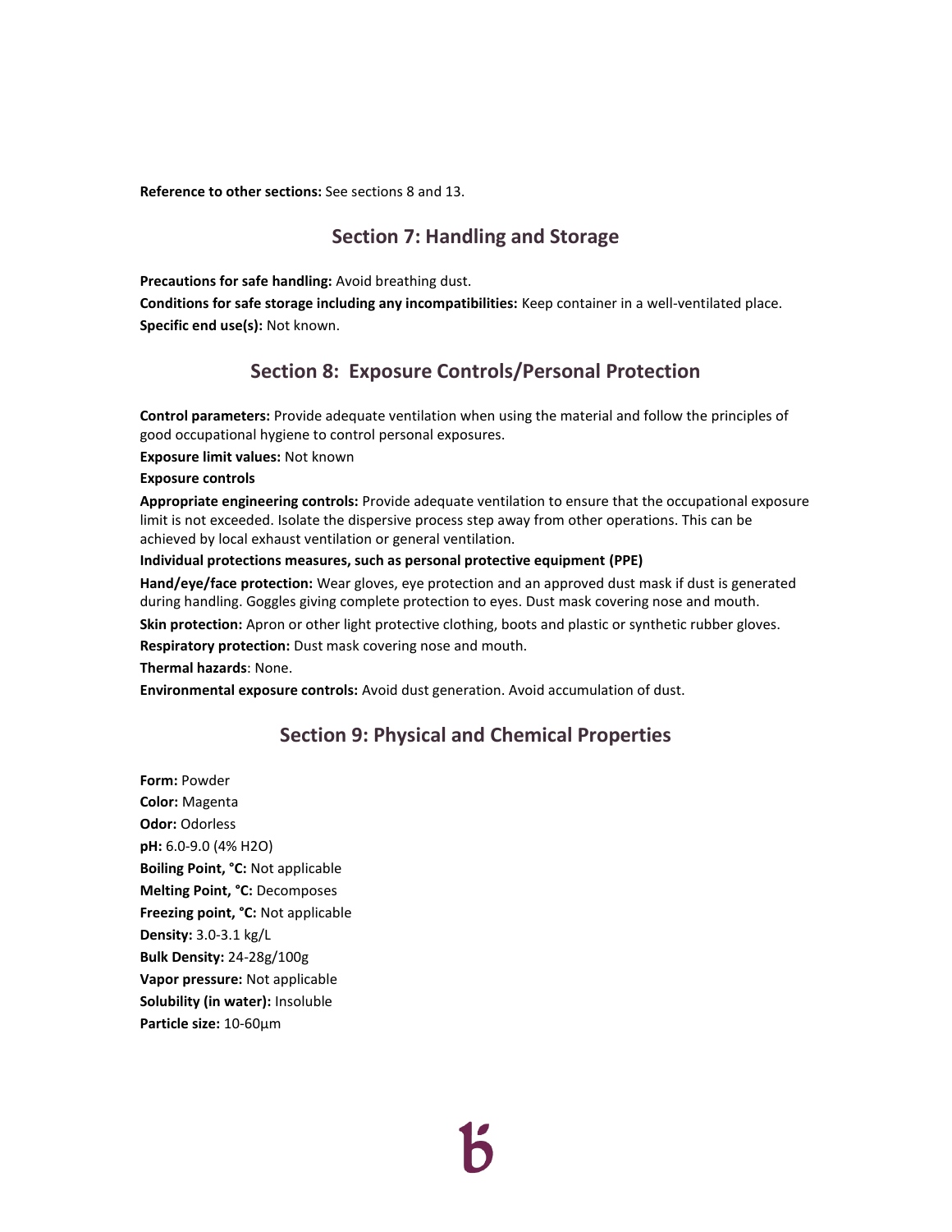**Reference to other sections:** See sections 8 and 13.

## Section 7: Handling and Storage

**Precautions for safe handling:** Avoid breathing dust.

**Conditions for safe storage including any incompatibilities:** Keep container in a well-ventilated place.

**Specific end use(s):** Not known.

## Section 8: Exposure Controls/Personal Protection

**Control parameters:** Provide adequate ventilation when using the material and follow the principles of good occupational hygiene to control personal exposures.

**Exposure limit values:** Not known

**Exposure controls**

**Appropriate engineering controls:** Provide adequate ventilation to ensure that the occupational exposure limit is not exceeded. Isolate the dispersive process step away from other operations. This can be achieved by local exhaust ventilation or general ventilation.

**Individual protections measures, such as personal protective equipment (PPE)**

**Hand/eye/face protection:** Wear gloves, eye protection and an approved dust mask if dust is generated during handling. Goggles giving complete protection to eyes. Dust mask covering nose and mouth.

**Skin protection:** Apron or other light protective clothing, boots and plastic or synthetic rubber gloves.

**Respiratory protection:** Dust mask covering nose and mouth.

**Thermal hazards**: None.

**Environmental exposure controls:** Avoid dust generation. Avoid accumulation of dust.

## Section 9: Physical and Chemical Properties

**Form:** Powder

**Color:** Magenta

**Odor:** Odorless

**pH:** 6.0-9.0 (4% $H_2O$)

**Boiling Point, °C:** Not applicable

**Melting Point, °C:** Decomposes

**Freezing point, °C:** Not applicable

**Density:** 3.0-3.1 kg/L

**Bulk Density:** 24-28g/100g

**Vapor pressure:** Not applicable

**Solubility (in water):** Insoluble

**Particle size:** 10-60µm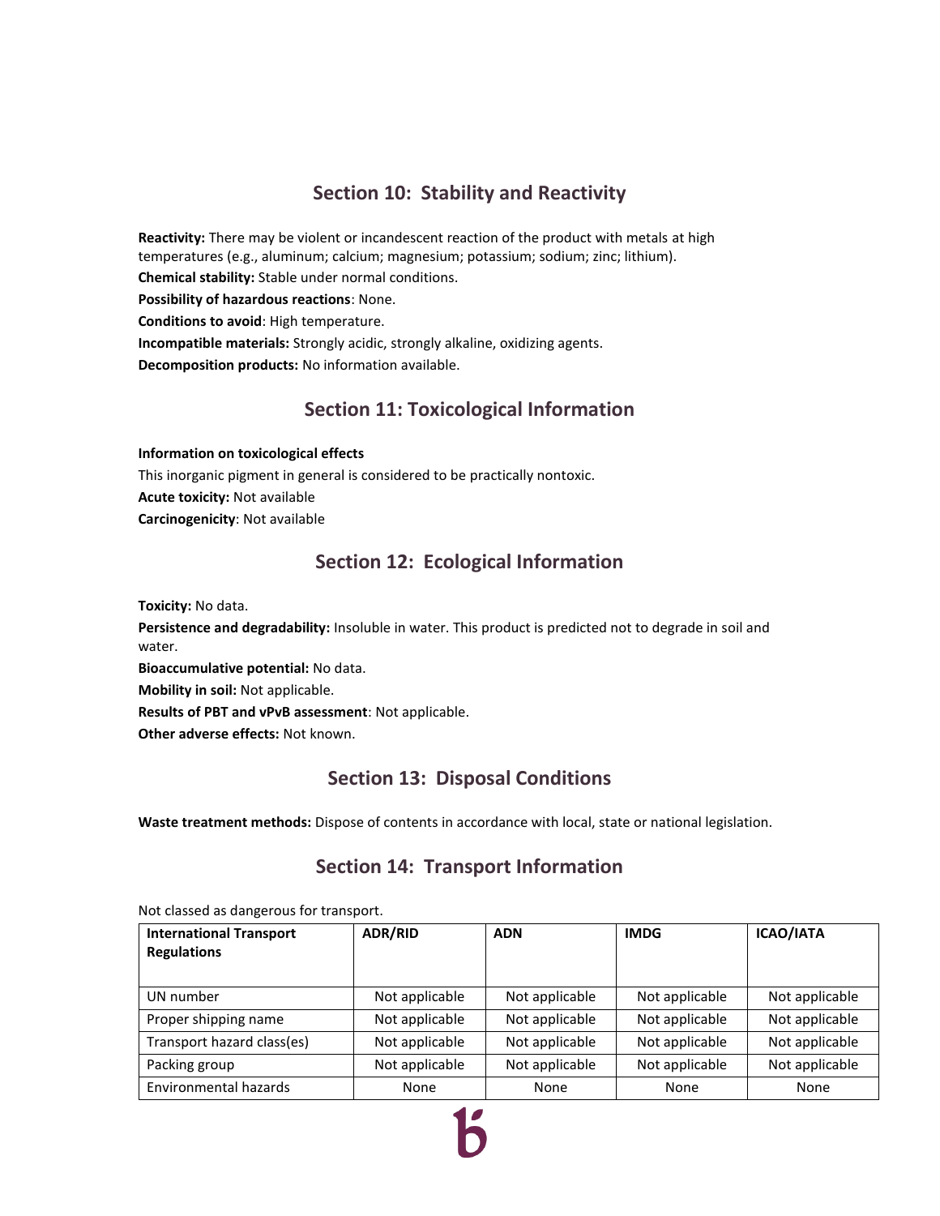## Section 10: Stability and Reactivity

**Reactivity:** There may be violent or incandescent reaction of the product with metals at high temperatures (e.g., aluminum; calcium; magnesium; potassium; sodium; zinc; lithium).

**Chemical stability:** Stable under normal conditions.

**Possibility of hazardous reactions**: None.

**Conditions to avoid**: High temperature.

**Incompatible materials:** Strongly acidic, strongly alkaline, oxidizing agents.

**Decomposition products:** No information available.

## Section 11: Toxicological Information

**Information on toxicological effects**

This inorganic pigment in general is considered to be practically nontoxic.

**Acute toxicity:** Not available

**Carcinogenicity**: Not available

## Section 12: Ecological Information

**Toxicity:** No data.

**Persistence and degradability:** Insoluble in water. This product is predicted not to degrade in soil and water.

**Bioaccumulative potential:** No data.

**Mobility in soil:** Not applicable.

**Results of PBT and vPvB assessment**: Not applicable.

**Other adverse effects:** Not known.

## Section 13: Disposal Conditions

**Waste treatment methods:** Dispose of contents in accordance with local, state or national legislation.

## Section 14: Transport Information

Not classed as dangerous for transport.

| International Transport Regulations | ADR/RID | ADN | IMDG | ICAO/IATA |
|---|---|---|---|---|
| UN number | Not applicable | Not applicable | Not applicable | Not applicable |
| Proper shipping name | Not applicable | Not applicable | Not applicable | Not applicable |
| Transport hazard class(es) | Not applicable | Not applicable | Not applicable | Not applicable |
| Packing group | Not applicable | Not applicable | Not applicable | Not applicable |
| Environmental hazards | None | None | None | None |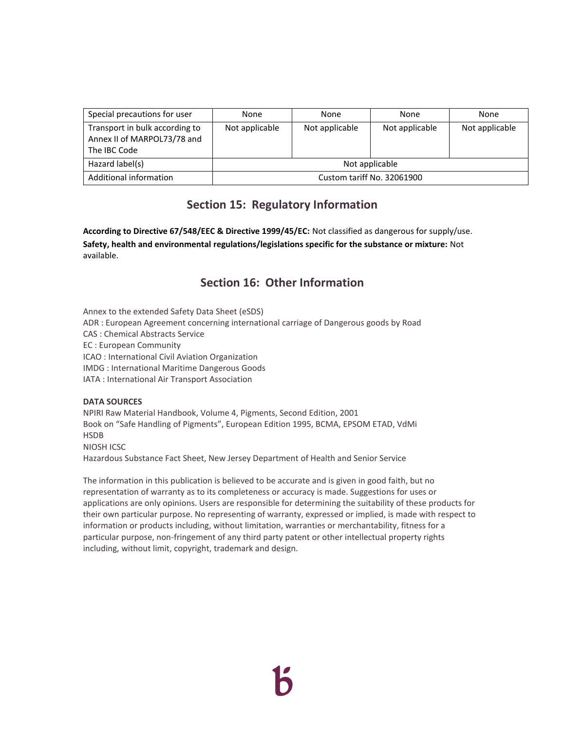| Special precautions for user | None | None | None | None |
|---|---|---|---|---|
| Transport in bulk according to Annex II of MARPOL73/78 and The IBC Code | Not applicable | Not applicable | Not applicable | Not applicable |
| Hazard label(s) | Not applicable | | | |
| Additional information | Custom tariff No. 32061900 | | | |

## Section 15: Regulatory Information

**According to Directive 67/548/EEC & Directive 1999/45/EC:** Not classified as dangerous for supply/use.
**Safety, health and environmental regulations/legislations specific for the substance or mixture:** Not available.

## Section 16: Other Information

Annex to the extended Safety Data Sheet (eSDS)
ADR : European Agreement concerning international carriage of Dangerous goods by Road
CAS : Chemical Abstracts Service
EC : European Community
ICAO : International Civil Aviation Organization
IMDG : International Maritime Dangerous Goods
IATA : International Air Transport Association

**DATA SOURCES**
NPIRI Raw Material Handbook, Volume 4, Pigments, Second Edition, 2001
Book on "Safe Handling of Pigments", European Edition 1995, BCMA, EPSOM ETAD, VdMi
HSDB
NIOSH ICSC
Hazardous Substance Fact Sheet, New Jersey Department of Health and Senior Service

The information in this publication is believed to be accurate and is given in good faith, but no representation of warranty as to its completeness or accuracy is made. Suggestions for uses or applications are only opinions. Users are responsible for determining the suitability of these products for their own particular purpose. No representing of warranty, expressed or implied, is made with respect to information or products including, without limitation, warranties or merchantability, fitness for a particular purpose, non-fringement of any third party patent or other intellectual property rights including, without limit, copyright, trademark and design.